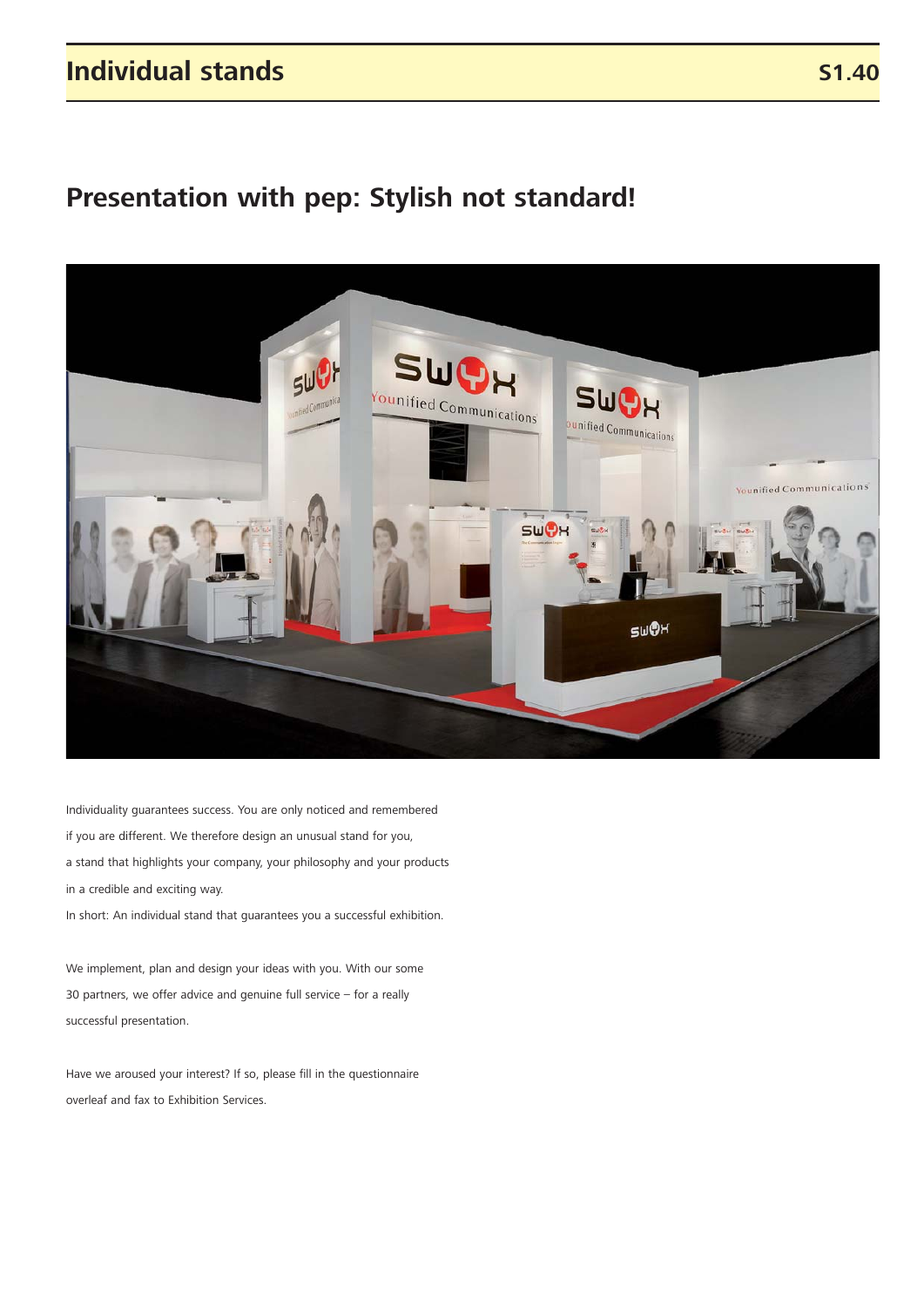# Individual stands

S1.40

## Presentation with pep: Stylish not standard!

Individuality guarantees success. You are only noticed and remembered if you are different. We therefore design an unusual stand for you, a stand that highlights your company, your philosophy and your products in a credible and exciting way.
In short: An individual stand that guarantees you a successful exhibition.

We implement, plan and design your ideas with you. With our some 30 partners, we offer advice and genuine full service – for a really successful presentation.

Have we aroused your interest? If so, please fill in the questionnaire overleaf and fax to Exhibition Services.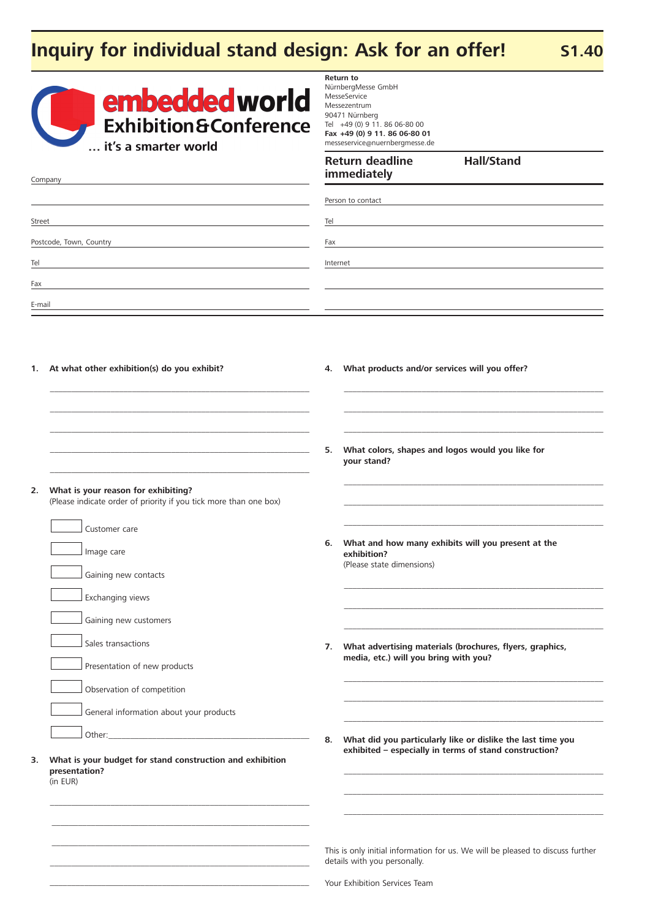# Inquiry for individual stand design: Ask for an offer! S1.40

embedded world
Exhibition & Conference
... it's a smarter world

**Return to**
NürnbergMesse GmbH
MesseService
Messezentrum
90471 Nürnberg
Tel +49 (0) 9 11. 86 06-80 00
**Fax +49 (0) 9 11. 86 06-80 01**
messeservice@nuernbergmesse.de

**Return deadline immediately** | **Hall/Stand**

Company ______________________________

______________________________

Street ______________________________

Postcode, Town, Country ______________________________

Tel ______________________________

Fax ______________________________

E-mail ______________________________

Person to contact ______________________________

Tel ______________________________

Fax ______________________________

Internet ______________________________

______________________________

______________________________

**1. At what other exhibition(s) do you exhibit?**

______________________________

______________________________

______________________________

______________________________

______________________________

**2. What is your reason for exhibiting?**
(Please indicate order of priority if you tick more than one box)

- [ ] Customer care
- [ ] Image care
- [ ] Gaining new contacts
- [ ] Exchanging views
- [ ] Gaining new customers
- [ ] Sales transactions
- [ ] Presentation of new products
- [ ] Observation of competition
- [ ] General information about your products
- [ ] Other: ______________________________

**3. What is your budget for stand construction and exhibition presentation?**
(in EUR)

______________________________

______________________________

______________________________

______________________________

______________________________

**4. What products and/or services will you offer?**

______________________________

______________________________

______________________________

**5. What colors, shapes and logos would you like for your stand?**

______________________________

______________________________

______________________________

**6. What and how many exhibits will you present at the exhibition?**
(Please state dimensions)

______________________________

______________________________

______________________________

**7. What advertising materials (brochures, flyers, graphics, media, etc.) will you bring with you?**

______________________________

______________________________

______________________________

**8. What did you particularly like or dislike the last time you exhibited – especially in terms of stand construction?**

______________________________

______________________________

______________________________

This is only initial information for us. We will be pleased to discuss further details with you personally.

Your Exhibition Services Team